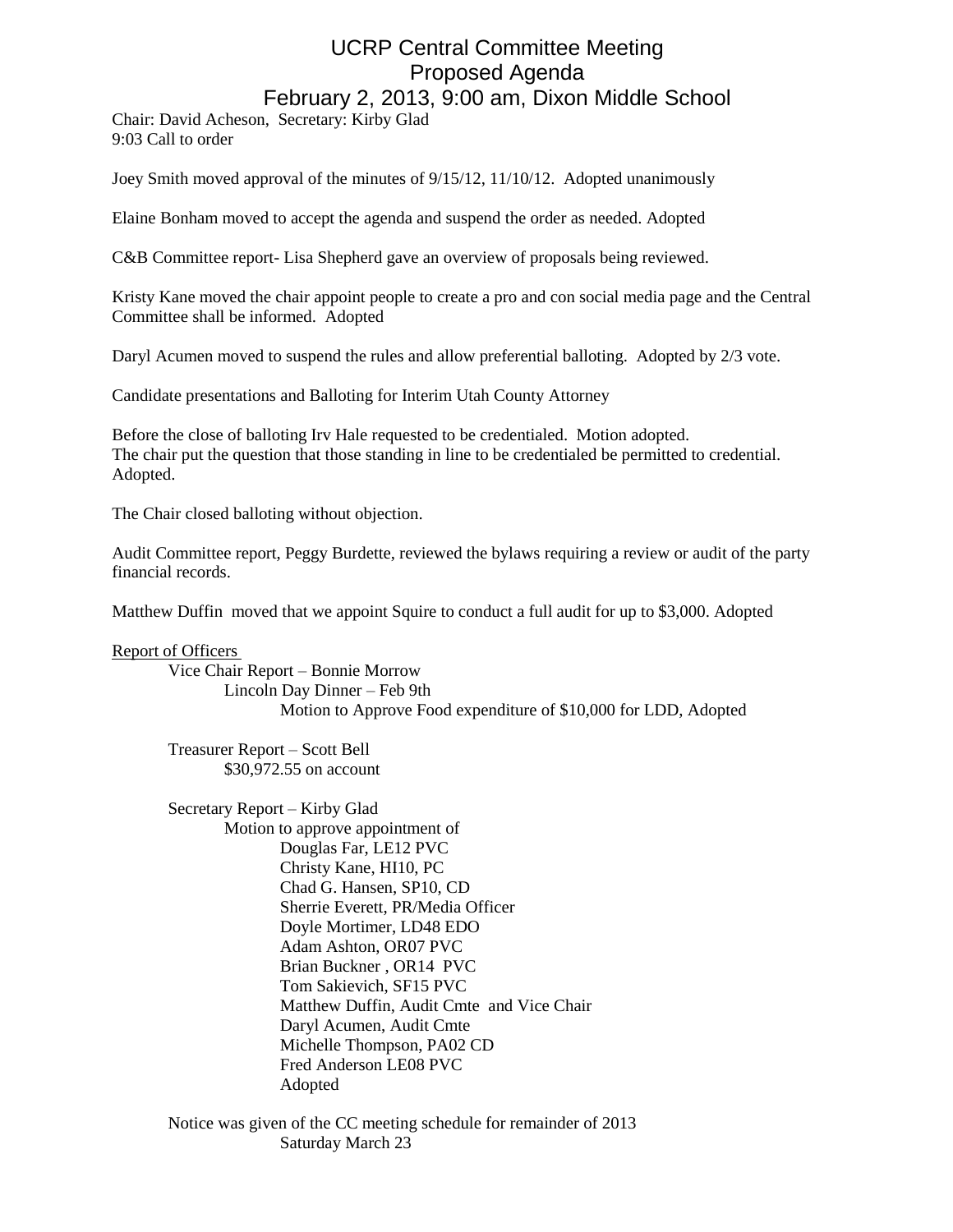# UCRP Central Committee Meeting
## Proposed Agenda
## February 2, 2013, 9:00 am, Dixon Middle School

Chair: David Acheson, Secretary: Kirby Glad
9:03 Call to order

Joey Smith moved approval of the minutes of 9/15/12, 11/10/12. Adopted unanimously

Elaine Bonham moved to accept the agenda and suspend the order as needed. Adopted

C&B Committee report- Lisa Shepherd gave an overview of proposals being reviewed.

Kristy Kane moved the chair appoint people to create a pro and con social media page and the Central Committee shall be informed. Adopted

Daryl Acumen moved to suspend the rules and allow preferential balloting. Adopted by 2/3 vote.

Candidate presentations and Balloting for Interim Utah County Attorney

Before the close of balloting Irv Hale requested to be credentialed. Motion adopted.
The chair put the question that those standing in line to be credentialed be permitted to credential. Adopted.

The Chair closed balloting without objection.

Audit Committee report, Peggy Burdette, reviewed the bylaws requiring a review or audit of the party financial records.

Matthew Duffin moved that we appoint Squire to conduct a full audit for up to $3,000. Adopted

<u>Report of Officers</u>

- Vice Chair Report – Bonnie Morrow
  - Lincoln Day Dinner – Feb 9th
    - Motion to Approve Food expenditure of $10,000 for LDD, Adopted

- Treasurer Report – Scott Bell
  - $30,972.55 on account

- Secretary Report – Kirby Glad
  - Motion to approve appointment of
    - Douglas Far, LE12 PVC
    - Christy Kane, HI10, PC
    - Chad G. Hansen, SP10, CD
    - Sherrie Everett, PR/Media Officer
    - Doyle Mortimer, LD48 EDO
    - Adam Ashton, OR07 PVC
    - Brian Buckner , OR14 PVC
    - Tom Sakievich, SF15 PVC
    - Matthew Duffin, Audit Cmte and Vice Chair
    - Daryl Acumen, Audit Cmte
    - Michelle Thompson, PA02 CD
    - Fred Anderson LE08 PVC
    - Adopted

- Notice was given of the CC meeting schedule for remainder of 2013
  - Saturday March 23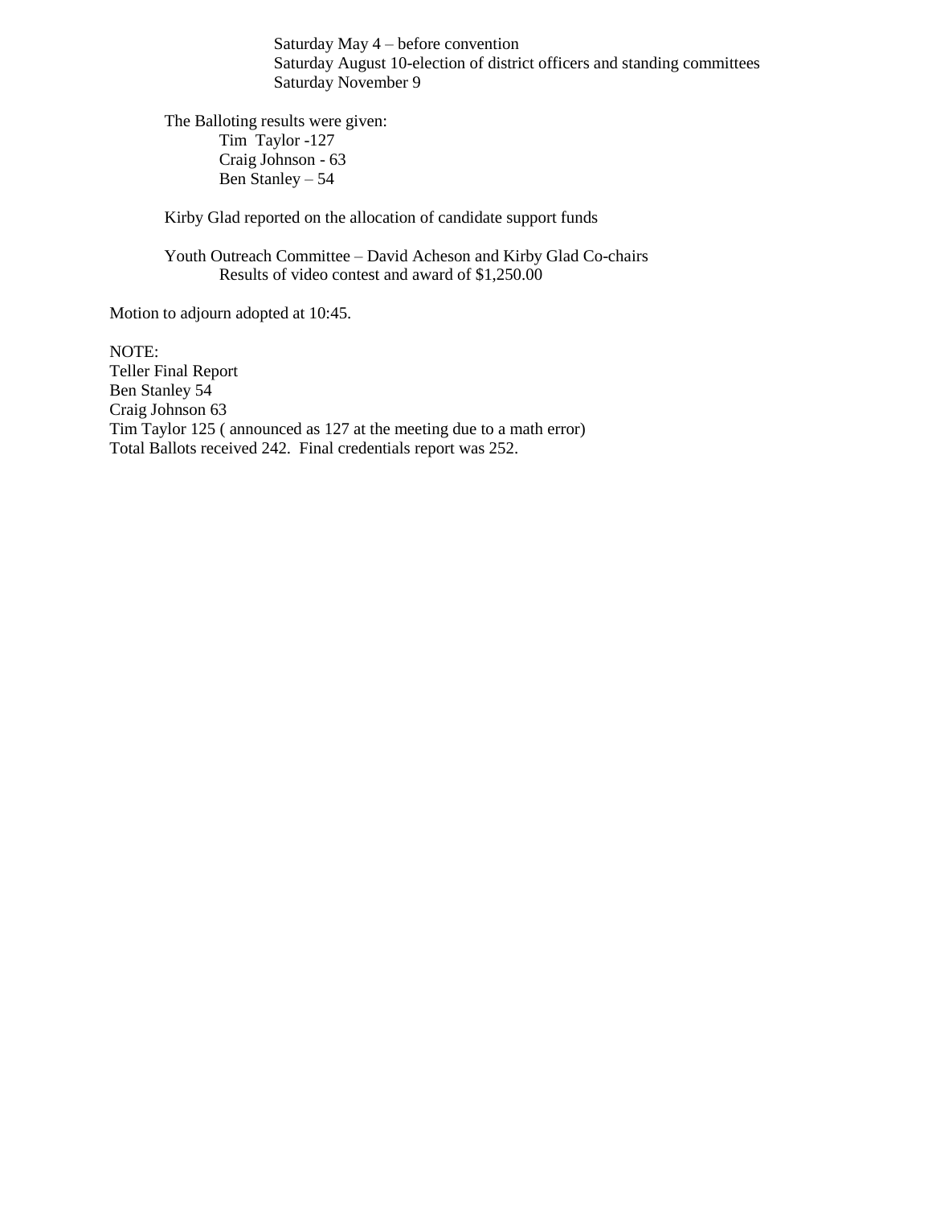Saturday May 4 – before convention
Saturday August 10-election of district officers and standing committees
Saturday November 9

The Balloting results were given:

- Tim Taylor -127
- Craig Johnson - 63
- Ben Stanley – 54

Kirby Glad reported on the allocation of candidate support funds

Youth Outreach Committee – David Acheson and Kirby Glad Co-chairs
Results of video contest and award of $1,250.00

Motion to adjourn adopted at 10:45.

NOTE:
Teller Final Report
Ben Stanley 54
Craig Johnson 63
Tim Taylor 125 ( announced as 127 at the meeting due to a math error)
Total Ballots received 242. Final credentials report was 252.